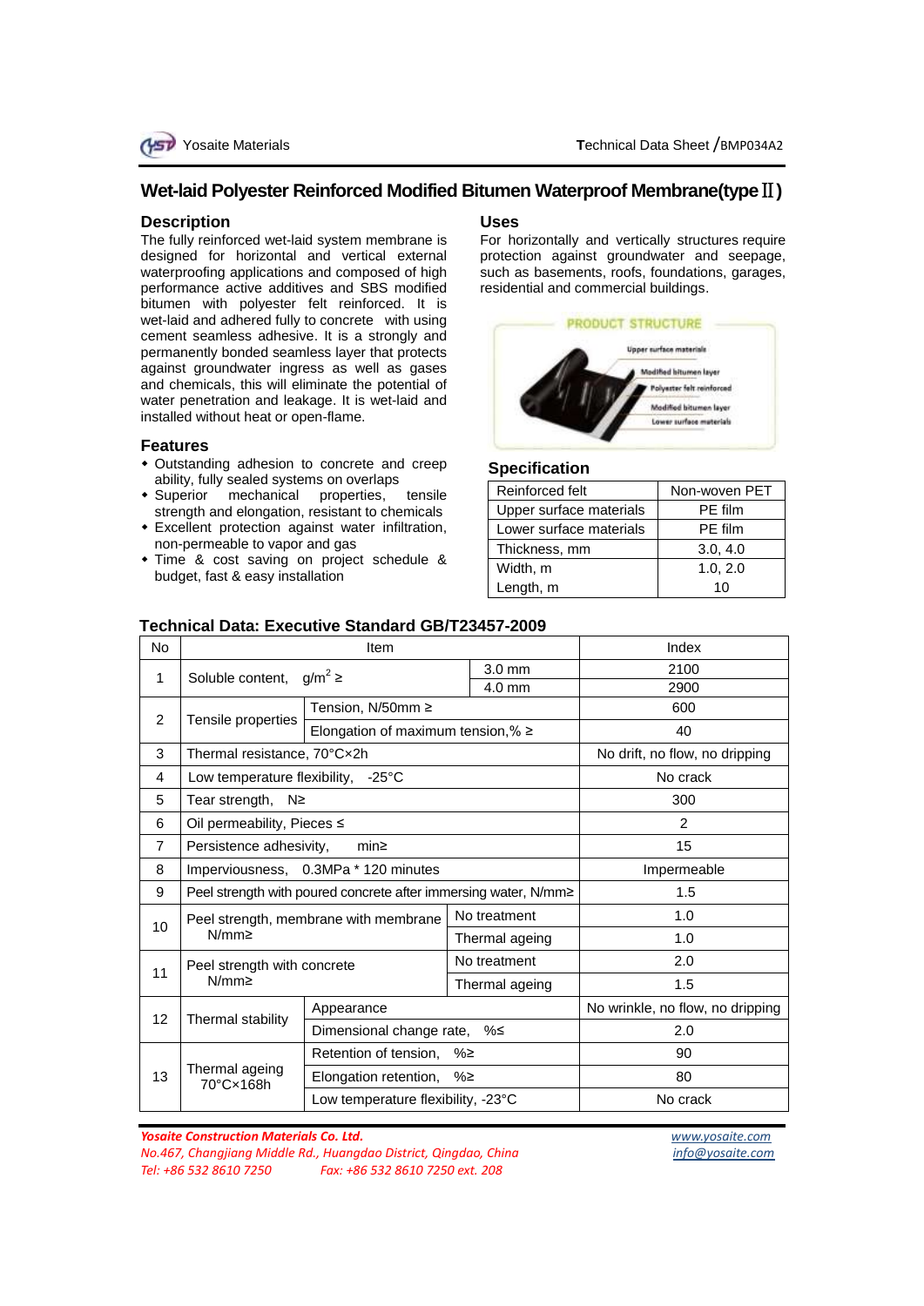# Wet-laid Polyester Reinforced Modified Bitumen Waterproof Membrane(type Ⅱ)

## Description

The fully reinforced wet-laid system membrane is designed for horizontal and vertical external waterproofing applications and composed of high performance active additives and SBS modified bitumen with polyester felt reinforced. It is wet-laid and adhered fully to concrete with using cement seamless adhesive. It is a strongly and permanently bonded seamless layer that protects against groundwater ingress as well as gases and chemicals, this will eliminate the potential of water penetration and leakage. It is wet-laid and installed without heat or open-flame.

## Features

- Outstanding adhesion to concrete and creep ability, fully sealed systems on overlaps
- Superior mechanical properties, tensile strength and elongation, resistant to chemicals
- Excellent protection against water infiltration, non-permeable to vapor and gas
- Time & cost saving on project schedule & budget, fast & easy installation

## Uses

For horizontally and vertically structures require protection against groundwater and seepage, such as basements, roofs, foundations, garages, residential and commercial buildings.

PRODUCT STRUCTURE

Upper surface materials
Modified bitumen layer
Polyester felt reinforced
Modified bitumen layer
Lower surface materials

## Specification

| Reinforced felt | Non-woven PET |
|---|---|
| Upper surface materials | PE film |
| Lower surface materials | PE film |
| Thickness, mm | 3.0, 4.0 |
| Width, m | 1.0, 2.0 |
| Length, m | 10 |

## Technical Data: Executive Standard GB/T23457-2009

| No | Item | | | Index |
|---|---|---|---|---|
| 1 | Soluble content, $g/m^2$ ≥ | | 3.0 mm | 2100 |
| | | | 4.0 mm | 2900 |
| 2 | Tensile properties | Tension, N/50mm ≥ | | 600 |
| | | Elongation of maximum tension,% ≥ | | 40 |
| 3 | Thermal resistance, 70°C×2h | | | No drift, no flow, no dripping |
| 4 | Low temperature flexibility, -25°C | | | No crack |
| 5 | Tear strength, N≥ | | | 300 |
| 6 | Oil permeability, Pieces ≤ | | | 2 |
| 7 | Persistence adhesivity, min≥ | | | 15 |
| 8 | Imperviousness, 0.3MPa * 120 minutes | | | Impermeable |
| 9 | Peel strength with poured concrete after immersing water, N/mm≥ | | | 1.5 |
| 10 | Peel strength, membrane with membrane N/mm≥ | | No treatment | 1.0 |
| | | | Thermal ageing | 1.0 |
| 11 | Peel strength with concrete N/mm≥ | | No treatment | 2.0 |
| | | | Thermal ageing | 1.5 |
| 12 | Thermal stability | Appearance | | No wrinkle, no flow, no dripping |
| | | Dimensional change rate, %≤ | | 2.0 |
| 13 | Thermal ageing 70°C×168h | Retention of tension, %≥ | | 90 |
| | | Elongation retention, %≥ | | 80 |
| | | Low temperature flexibility, -23°C | | No crack |

*Yosaite Construction Materials Co. Ltd.*
*No.467, Changjiang Middle Rd., Huangdao District, Qingdao, China*
*Tel: +86 532 8610 7250 Fax: +86 532 8610 7250 ext. 208*

www.yosaite.com
info@yosaite.com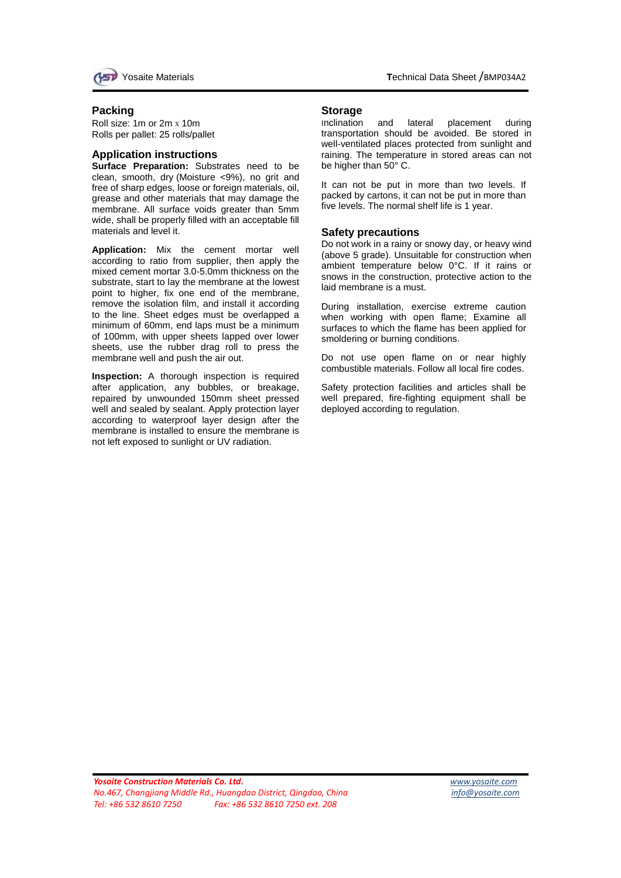## Packing

Roll size: 1m or 2m x 10m
Rolls per pallet: 25 rolls/pallet

## Application instructions

**Surface Preparation:** Substrates need to be clean, smooth, dry (Moisture <9%), no grit and free of sharp edges, loose or foreign materials, oil, grease and other materials that may damage the membrane. All surface voids greater than 5mm wide, shall be properly filled with an acceptable fill materials and level it.

**Application:** Mix the cement mortar well according to ratio from supplier, then apply the mixed cement mortar 3.0-5.0mm thickness on the substrate, start to lay the membrane at the lowest point to higher, fix one end of the membrane, remove the isolation film, and install it according to the line. Sheet edges must be overlapped a minimum of 60mm, end laps must be a minimum of 100mm, with upper sheets lapped over lower sheets, use the rubber drag roll to press the membrane well and push the air out.

**Inspection:** A thorough inspection is required after application, any bubbles, or breakage, repaired by unwounded 150mm sheet pressed well and sealed by sealant. Apply protection layer according to waterproof layer design after the membrane is installed to ensure the membrane is not left exposed to sunlight or UV radiation.

## Storage

Inclination and lateral placement during transportation should be avoided. Be stored in well-ventilated places protected from sunlight and raining. The temperature in stored areas can not be higher than 50° C.

It can not be put in more than two levels. If packed by cartons, it can not be put in more than five levels. The normal shelf life is 1 year.

## Safety precautions

Do not work in a rainy or snowy day, or heavy wind (above 5 grade). Unsuitable for construction when ambient temperature below 0°C. If it rains or snows in the construction, protective action to the laid membrane is a must.

During installation, exercise extreme caution when working with open flame; Examine all surfaces to which the flame has been applied for smoldering or burning conditions.

Do not use open flame on or near highly combustible materials. Follow all local fire codes.

Safety protection facilities and articles shall be well prepared, fire-fighting equipment shall be deployed according to regulation.